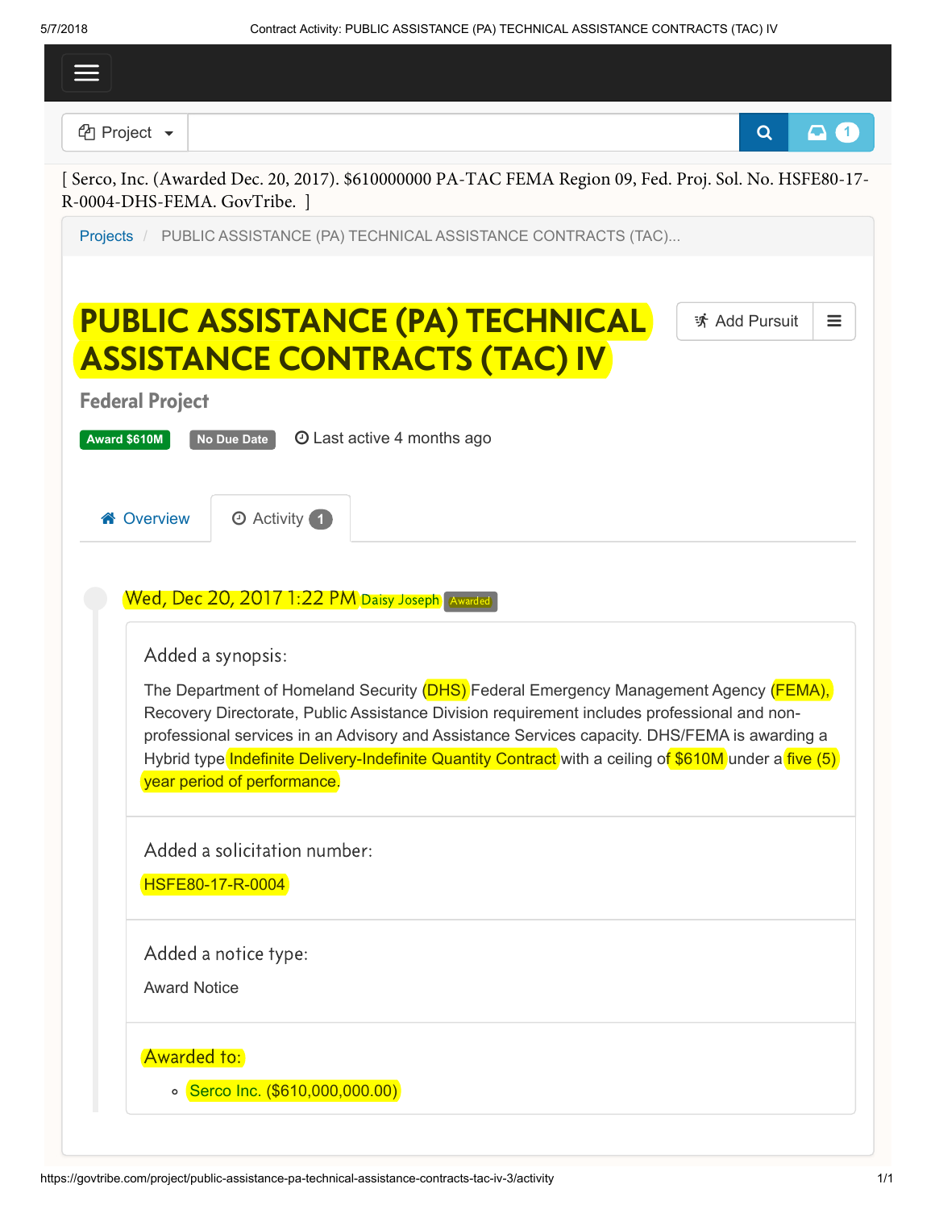[ Serco, Inc. (Awarded Dec. 20, 2017). $610000000 PA-TAC FEMA Region 09, Fed. Proj. Sol. No. HSFE80-17-R-0004-DHS-FEMA. GovTribe. ]

Projects / PUBLIC ASSISTANCE (PA) TECHNICAL ASSISTANCE CONTRACTS (TAC)...

# PUBLIC ASSISTANCE (PA) TECHNICAL ASSISTANCE CONTRACTS (TAC) IV

Add Pursuit

## Federal Project

Award $610M | No Due Date | Last active 4 months ago

Overview | Activity 1

**Wed, Dec 20, 2017 1:22 PM** Daisy Joseph Awarded

Added a synopsis:

The Department of Homeland Security (DHS) Federal Emergency Management Agency (FEMA), Recovery Directorate, Public Assistance Division requirement includes professional and non-professional services in an Advisory and Assistance Services capacity. DHS/FEMA is awarding a Hybrid type Indefinite Delivery-Indefinite Quantity Contract with a ceiling of $610M under a five (5) year period of performance.

Added a solicitation number:

HSFE80-17-R-0004

Added a notice type:

Award Notice

Awarded to:

- Serco Inc. ($610,000,000.00)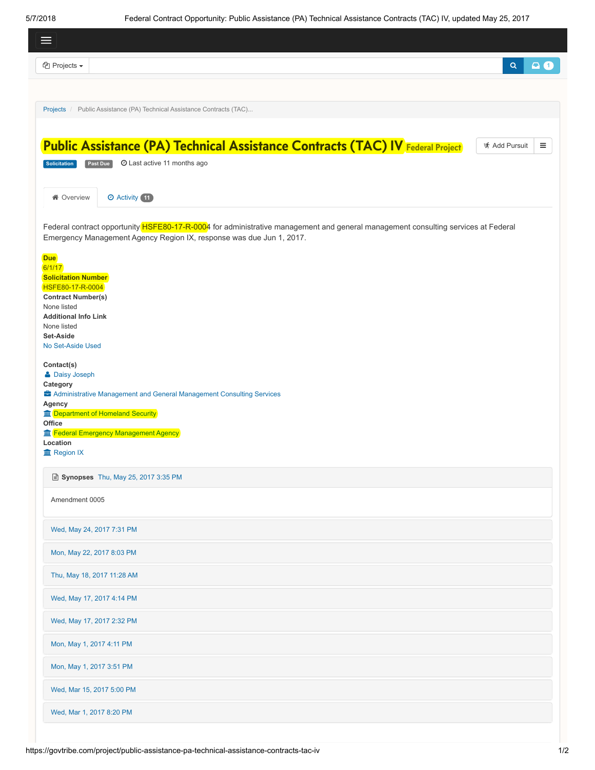Projects / Public Assistance (PA) Technical Assistance Contracts (TAC)...

# Public Assistance (PA) Technical Assistance Contracts (TAC) IV Federal Project

Add Pursuit

Solicitation Past Due Last active 11 months ago

Overview Activity 11

Federal contract opportunity HSFE80-17-R-0004 for administrative management and general management consulting services at Federal Emergency Management Agency Region IX, response was due Jun 1, 2017.

**Due**
6/1/17
**Solicitation Number**
HSFE80-17-R-0004
**Contract Number(s)**
None listed
**Additional Info Link**
None listed
**Set-Aside**
No Set-Aside Used

**Contact(s)**
Daisy Joseph
**Category**
Administrative Management and General Management Consulting Services
**Agency**
Department of Homeland Security
**Office**
Federal Emergency Management Agency
**Location**
Region IX

**Synopses** Thu, May 25, 2017 3:35 PM

Amendment 0005

Wed, May 24, 2017 7:31 PM

Mon, May 22, 2017 8:03 PM

Thu, May 18, 2017 11:28 AM

Wed, May 17, 2017 4:14 PM

Wed, May 17, 2017 2:32 PM

Mon, May 1, 2017 4:11 PM

Mon, May 1, 2017 3:51 PM

Wed, Mar 15, 2017 5:00 PM

Wed, Mar 1, 2017 8:20 PM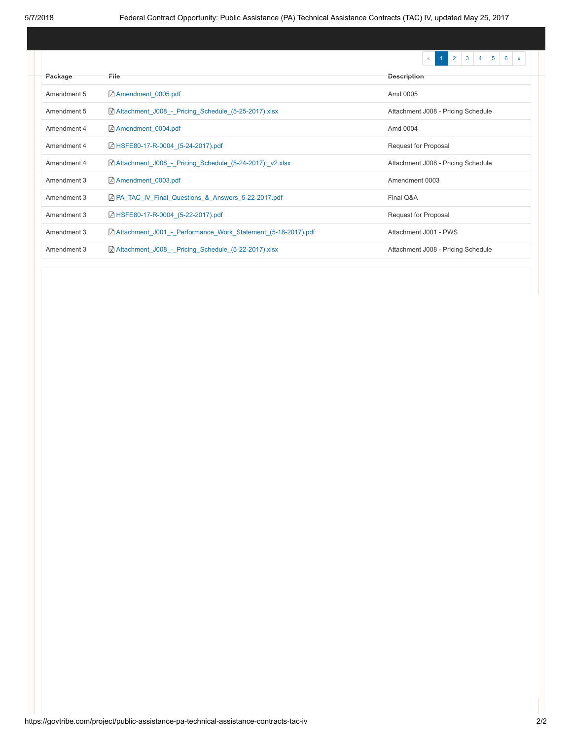« 1 2 3 4 5 6 »

| Package | File | Description |
| --- | --- | --- |
| Amendment 5 | Amendment_0005.pdf | Amd 0005 |
| Amendment 5 | Attachment_J008_-_Pricing_Schedule_(5-25-2017).xlsx | Attachment J008 - Pricing Schedule |
| Amendment 4 | Amendment_0004.pdf | Amd 0004 |
| Amendment 4 | HSFE80-17-R-0004_(5-24-2017).pdf | Request for Proposal |
| Amendment 4 | Attachment_J008_-_Pricing_Schedule_(5-24-2017),_v2.xlsx | Attachment J008 - Pricing Schedule |
| Amendment 3 | Amendment_0003.pdf | Amendment 0003 |
| Amendment 3 | PA_TAC_IV_Final_Questions_&_Answers_5-22-2017.pdf | Final Q&A |
| Amendment 3 | HSFE80-17-R-0004_(5-22-2017).pdf | Request for Proposal |
| Amendment 3 | Attachment_J001_-_Performance_Work_Statement_(5-18-2017).pdf | Attachment J001 - PWS |
| Amendment 3 | Attachment_J008_-_Pricing_Schedule_(5-22-2017).xlsx | Attachment J008 - Pricing Schedule |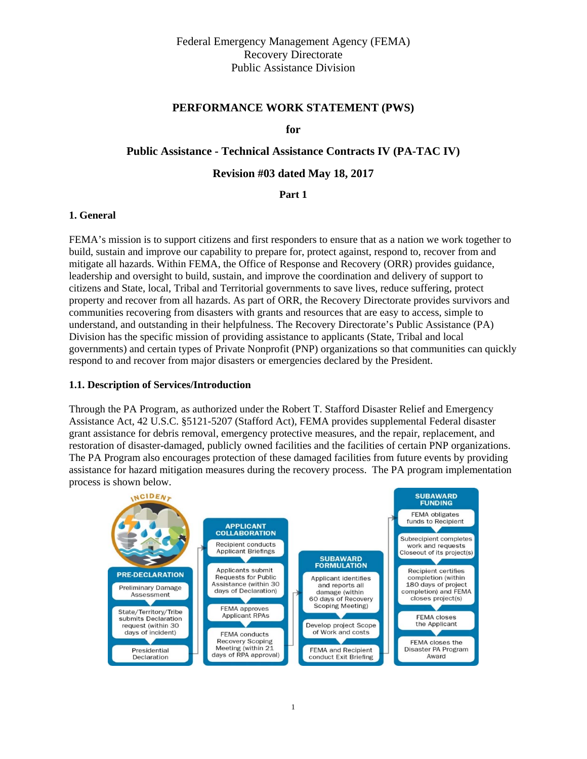Federal Emergency Management Agency (FEMA)
Recovery Directorate
Public Assistance Division

# PERFORMANCE WORK STATEMENT (PWS)

**for**

**Public Assistance - Technical Assistance Contracts IV (PA-TAC IV)**

**Revision #03 dated May 18, 2017**

**Part 1**

## 1. General

FEMA's mission is to support citizens and first responders to ensure that as a nation we work together to build, sustain and improve our capability to prepare for, protect against, respond to, recover from and mitigate all hazards. Within FEMA, the Office of Response and Recovery (ORR) provides guidance, leadership and oversight to build, sustain, and improve the coordination and delivery of support to citizens and State, local, Tribal and Territorial governments to save lives, reduce suffering, protect property and recover from all hazards. As part of ORR, the Recovery Directorate provides survivors and communities recovering from disasters with grants and resources that are easy to access, simple to understand, and outstanding in their helpfulness. The Recovery Directorate's Public Assistance (PA) Division has the specific mission of providing assistance to applicants (State, Tribal and local governments) and certain types of Private Nonprofit (PNP) organizations so that communities can quickly respond to and recover from major disasters or emergencies declared by the President.

### 1.1. Description of Services/Introduction

Through the PA Program, as authorized under the Robert T. Stafford Disaster Relief and Emergency Assistance Act, 42 U.S.C. §5121-5207 (Stafford Act), FEMA provides supplemental Federal disaster grant assistance for debris removal, emergency protective measures, and the repair, replacement, and restoration of disaster-damaged, publicly owned facilities and the facilities of certain PNP organizations. The PA Program also encourages protection of these damaged facilities from future events by providing assistance for hazard mitigation measures during the recovery process. The PA program implementation process is shown below.

**INCIDENT**

**PRE-DECLARATION**
- Preliminary Damage Assessment
- State/Territory/Tribe submits Declaration request (within 30 days of incident)
- Presidential Declaration

**APPLICANT COLLABORATION**
- Recipient conducts Applicant Briefings
- Applicants submit Requests for Public Assistance (within 30 days of Declaration)
- FEMA approves Applicant RPAs
- FEMA conducts Recovery Scoping Meeting (within 21 days of RPA approval)

**SUBAWARD FORMULATION**
- Applicant identifies and reports all damage (within 60 days of Recovery Scoping Meeting)
- Develop project Scope of Work and costs
- FEMA and Recipient conduct Exit Briefing

**SUBAWARD FUNDING**
- FEMA obligates funds to Recipient
- Subrecipient completes work and requests Closeout of its project(s)
- Recipient certifies completion (within 180 days of project completion) and FEMA closes project(s)
- FEMA closes the Applicant
- FEMA closes the Disaster PA Program Award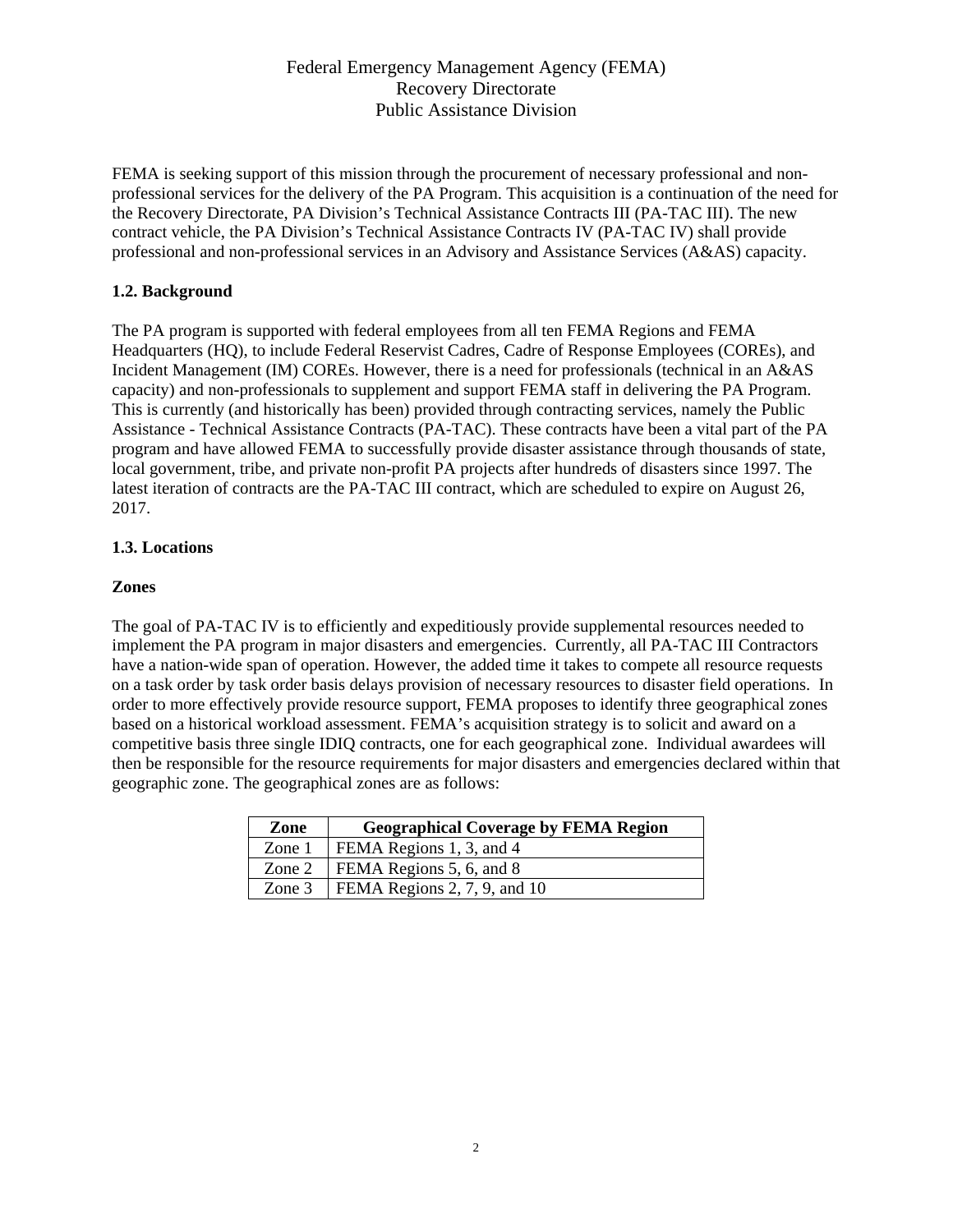Federal Emergency Management Agency (FEMA)
Recovery Directorate
Public Assistance Division

FEMA is seeking support of this mission through the procurement of necessary professional and non-professional services for the delivery of the PA Program. This acquisition is a continuation of the need for the Recovery Directorate, PA Division's Technical Assistance Contracts III (PA-TAC III). The new contract vehicle, the PA Division's Technical Assistance Contracts IV (PA-TAC IV) shall provide professional and non-professional services in an Advisory and Assistance Services (A&AS) capacity.

### 1.2. Background

The PA program is supported with federal employees from all ten FEMA Regions and FEMA Headquarters (HQ), to include Federal Reservist Cadres, Cadre of Response Employees (COREs), and Incident Management (IM) COREs. However, there is a need for professionals (technical in an A&AS capacity) and non-professionals to supplement and support FEMA staff in delivering the PA Program. This is currently (and historically has been) provided through contracting services, namely the Public Assistance - Technical Assistance Contracts (PA-TAC). These contracts have been a vital part of the PA program and have allowed FEMA to successfully provide disaster assistance through thousands of state, local government, tribe, and private non-profit PA projects after hundreds of disasters since 1997. The latest iteration of contracts are the PA-TAC III contract, which are scheduled to expire on August 26, 2017.

### 1.3. Locations

**Zones**

The goal of PA-TAC IV is to efficiently and expeditiously provide supplemental resources needed to implement the PA program in major disasters and emergencies. Currently, all PA-TAC III Contractors have a nation-wide span of operation. However, the added time it takes to compete all resource requests on a task order by task order basis delays provision of necessary resources to disaster field operations. In order to more effectively provide resource support, FEMA proposes to identify three geographical zones based on a historical workload assessment. FEMA's acquisition strategy is to solicit and award on a competitive basis three single IDIQ contracts, one for each geographical zone. Individual awardees will then be responsible for the resource requirements for major disasters and emergencies declared within that geographic zone. The geographical zones are as follows:

| Zone | Geographical Coverage by FEMA Region |
|---|---|
| Zone 1 | FEMA Regions 1, 3, and 4 |
| Zone 2 | FEMA Regions 5, 6, and 8 |
| Zone 3 | FEMA Regions 2, 7, 9, and 10 |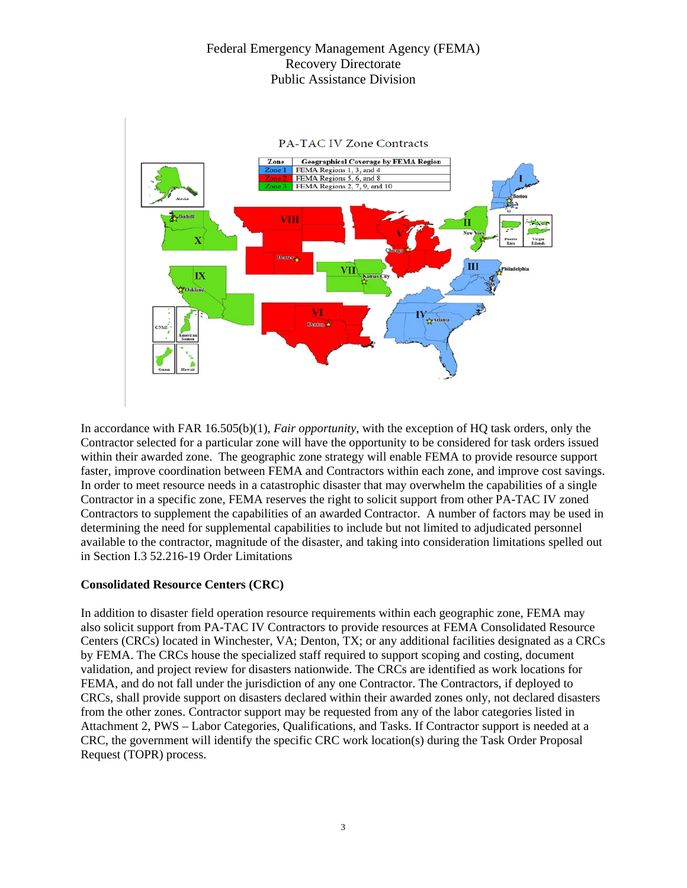Federal Emergency Management Agency (FEMA)
Recovery Directorate
Public Assistance Division

PA-TAC IV Zone Contracts

| Zone | Geographical Coverage by FEMA Region |
| --- | --- |
| Zone 1 | FEMA Regions 1, 3, and 4 |
| Zone 2 | FEMA Regions 5, 6, and 8 |
| Zone 3 | FEMA Regions 2, 7, 9, and 10 |

In accordance with FAR 16.505(b)(1), *Fair opportunity*, with the exception of HQ task orders, only the Contractor selected for a particular zone will have the opportunity to be considered for task orders issued within their awarded zone. The geographic zone strategy will enable FEMA to provide resource support faster, improve coordination between FEMA and Contractors within each zone, and improve cost savings. In order to meet resource needs in a catastrophic disaster that may overwhelm the capabilities of a single Contractor in a specific zone, FEMA reserves the right to solicit support from other PA-TAC IV zoned Contractors to supplement the capabilities of an awarded Contractor. A number of factors may be used in determining the need for supplemental capabilities to include but not limited to adjudicated personnel available to the contractor, magnitude of the disaster, and taking into consideration limitations spelled out in Section I.3 52.216-19 Order Limitations

**Consolidated Resource Centers (CRC)**

In addition to disaster field operation resource requirements within each geographic zone, FEMA may also solicit support from PA-TAC IV Contractors to provide resources at FEMA Consolidated Resource Centers (CRCs) located in Winchester, VA; Denton, TX; or any additional facilities designated as a CRCs by FEMA. The CRCs house the specialized staff required to support scoping and costing, document validation, and project review for disasters nationwide. The CRCs are identified as work locations for FEMA, and do not fall under the jurisdiction of any one Contractor. The Contractors, if deployed to CRCs, shall provide support on disasters declared within their awarded zones only, not declared disasters from the other zones. Contractor support may be requested from any of the labor categories listed in Attachment 2, PWS – Labor Categories, Qualifications, and Tasks. If Contractor support is needed at a CRC, the government will identify the specific CRC work location(s) during the Task Order Proposal Request (TOPR) process.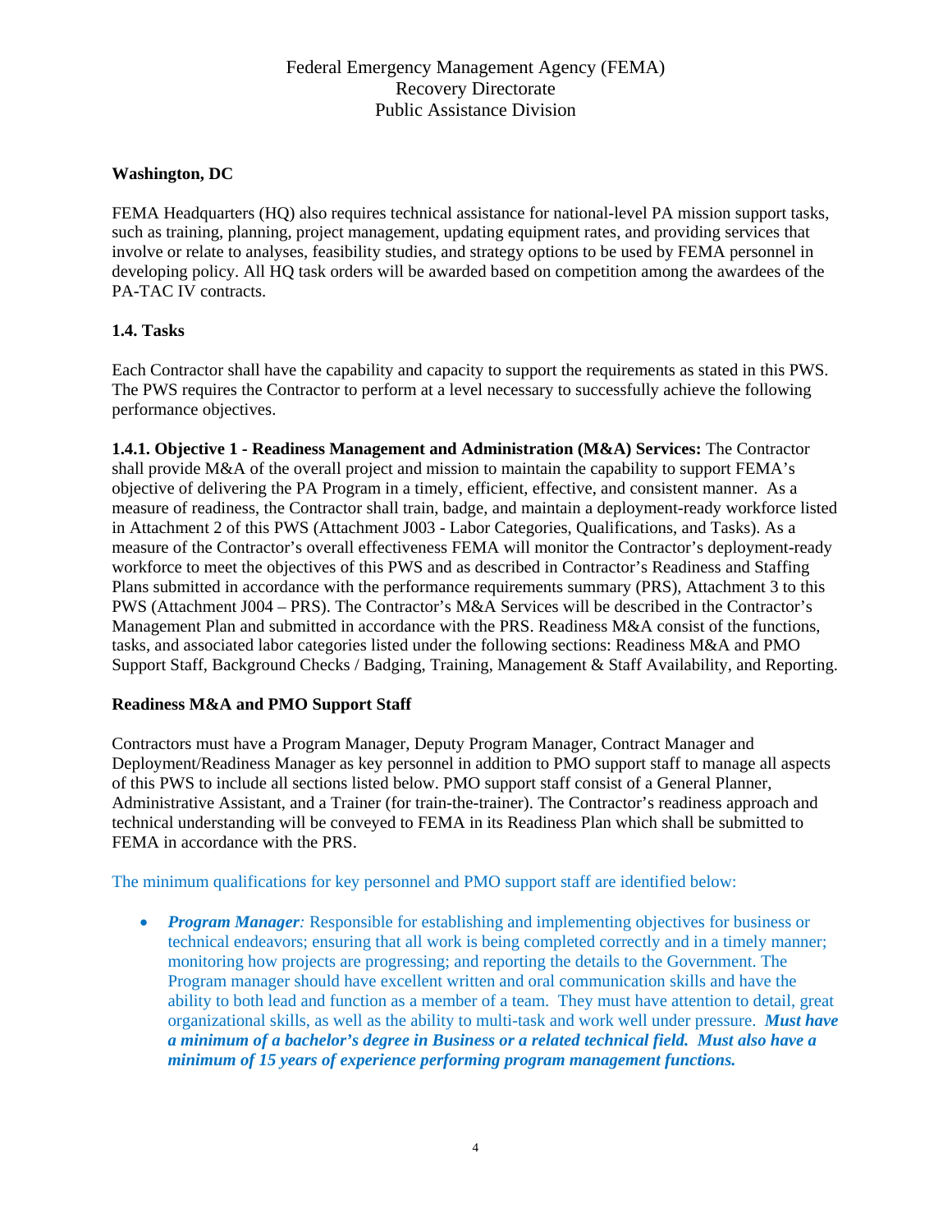Federal Emergency Management Agency (FEMA)
Recovery Directorate
Public Assistance Division

**Washington, DC**

FEMA Headquarters (HQ) also requires technical assistance for national-level PA mission support tasks, such as training, planning, project management, updating equipment rates, and providing services that involve or relate to analyses, feasibility studies, and strategy options to be used by FEMA personnel in developing policy. All HQ task orders will be awarded based on competition among the awardees of the PA-TAC IV contracts.

### 1.4. Tasks

Each Contractor shall have the capability and capacity to support the requirements as stated in this PWS. The PWS requires the Contractor to perform at a level necessary to successfully achieve the following performance objectives.

**1.4.1. Objective 1 - Readiness Management and Administration (M&A) Services:** The Contractor shall provide M&A of the overall project and mission to maintain the capability to support FEMA's objective of delivering the PA Program in a timely, efficient, effective, and consistent manner. As a measure of readiness, the Contractor shall train, badge, and maintain a deployment-ready workforce listed in Attachment 2 of this PWS (Attachment J003 - Labor Categories, Qualifications, and Tasks). As a measure of the Contractor's overall effectiveness FEMA will monitor the Contractor's deployment-ready workforce to meet the objectives of this PWS and as described in Contractor's Readiness and Staffing Plans submitted in accordance with the performance requirements summary (PRS), Attachment 3 to this PWS (Attachment J004 – PRS). The Contractor's M&A Services will be described in the Contractor's Management Plan and submitted in accordance with the PRS. Readiness M&A consist of the functions, tasks, and associated labor categories listed under the following sections: Readiness M&A and PMO Support Staff, Background Checks / Badging, Training, Management & Staff Availability, and Reporting.

**Readiness M&A and PMO Support Staff**

Contractors must have a Program Manager, Deputy Program Manager, Contract Manager and Deployment/Readiness Manager as key personnel in addition to PMO support staff to manage all aspects of this PWS to include all sections listed below. PMO support staff consist of a General Planner, Administrative Assistant, and a Trainer (for train-the-trainer). The Contractor's readiness approach and technical understanding will be conveyed to FEMA in its Readiness Plan which shall be submitted to FEMA in accordance with the PRS.

The minimum qualifications for key personnel and PMO support staff are identified below:

- ***Program Manager**:* Responsible for establishing and implementing objectives for business or technical endeavors; ensuring that all work is being completed correctly and in a timely manner; monitoring how projects are progressing; and reporting the details to the Government. The Program manager should have excellent written and oral communication skills and have the ability to both lead and function as a member of a team. They must have attention to detail, great organizational skills, as well as the ability to multi-task and work well under pressure. ***Must have a minimum of a bachelor's degree in Business or a related technical field. Must also have a minimum of 15 years of experience performing program management functions.***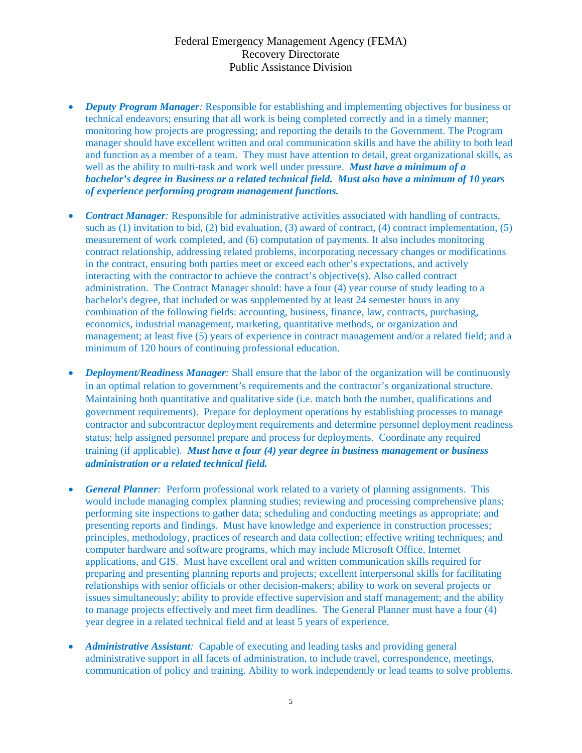Federal Emergency Management Agency (FEMA)
Recovery Directorate
Public Assistance Division

- ***Deputy Program Manager**:* Responsible for establishing and implementing objectives for business or technical endeavors; ensuring that all work is being completed correctly and in a timely manner; monitoring how projects are progressing; and reporting the details to the Government. The Program manager should have excellent written and oral communication skills and have the ability to both lead and function as a member of a team. They must have attention to detail, great organizational skills, as well as the ability to multi-task and work well under pressure. ***Must have a minimum of a bachelor's degree in Business or a related technical field. Must also have a minimum of 10 years of experience performing program management functions.***

- ***Contract Manager**:* Responsible for administrative activities associated with handling of contracts, such as (1) invitation to bid, (2) bid evaluation, (3) award of contract, (4) contract implementation, (5) measurement of work completed, and (6) computation of payments. It also includes monitoring contract relationship, addressing related problems, incorporating necessary changes or modifications in the contract, ensuring both parties meet or exceed each other's expectations, and actively interacting with the contractor to achieve the contract's objective(s). Also called contract administration. The Contract Manager should: have a four (4) year course of study leading to a bachelor's degree, that included or was supplemented by at least 24 semester hours in any combination of the following fields: accounting, business, finance, law, contracts, purchasing, economics, industrial management, marketing, quantitative methods, or organization and management; at least five (5) years of experience in contract management and/or a related field; and a minimum of 120 hours of continuing professional education.

- ***Deployment/Readiness Manager**:* Shall ensure that the labor of the organization will be continuously in an optimal relation to government's requirements and the contractor's organizational structure. Maintaining both quantitative and qualitative side (i.e. match both the number, qualifications and government requirements). Prepare for deployment operations by establishing processes to manage contractor and subcontractor deployment requirements and determine personnel deployment readiness status; help assigned personnel prepare and process for deployments. Coordinate any required training (if applicable). ***Must have a four (4) year degree in business management or business administration or a related technical field.***

- ***General Planner**:* Perform professional work related to a variety of planning assignments. This would include managing complex planning studies; reviewing and processing comprehensive plans; performing site inspections to gather data; scheduling and conducting meetings as appropriate; and presenting reports and findings. Must have knowledge and experience in construction processes; principles, methodology, practices of research and data collection; effective writing techniques; and computer hardware and software programs, which may include Microsoft Office, Internet applications, and GIS. Must have excellent oral and written communication skills required for preparing and presenting planning reports and projects; excellent interpersonal skills for facilitating relationships with senior officials or other decision-makers; ability to work on several projects or issues simultaneously; ability to provide effective supervision and staff management; and the ability to manage projects effectively and meet firm deadlines. The General Planner must have a four (4) year degree in a related technical field and at least 5 years of experience.

- ***Administrative Assistant**:* Capable of executing and leading tasks and providing general administrative support in all facets of administration, to include travel, correspondence, meetings, communication of policy and training. Ability to work independently or lead teams to solve problems.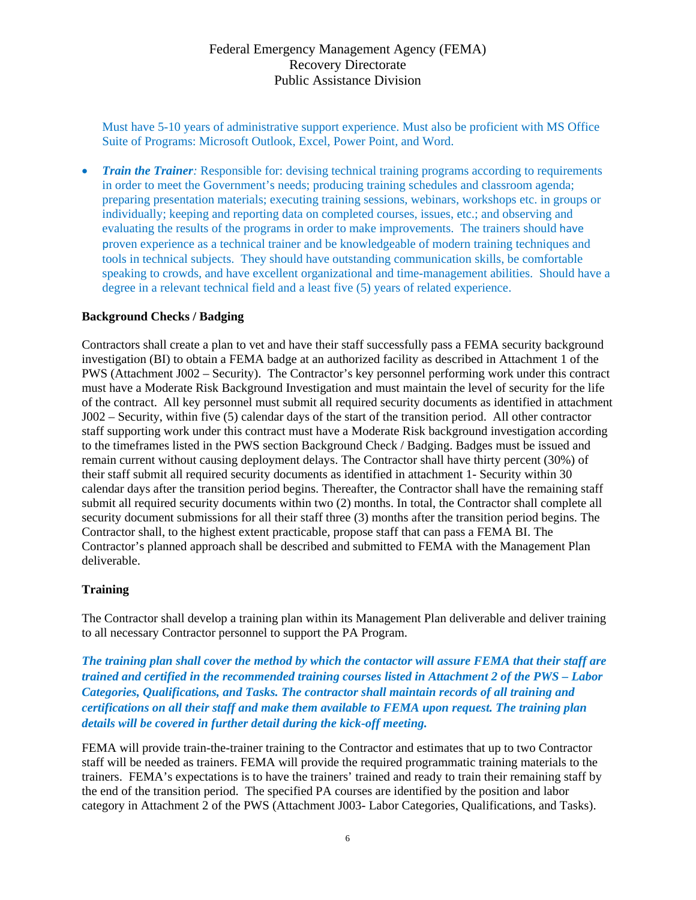Must have 5-10 years of administrative support experience. Must also be proficient with MS Office Suite of Programs: Microsoft Outlook, Excel, Power Point, and Word.

- ***Train the Trainer****:* Responsible for: devising technical training programs according to requirements in order to meet the Government's needs; producing training schedules and classroom agenda; preparing presentation materials; executing training sessions, webinars, workshops etc. in groups or individually; keeping and reporting data on completed courses, issues, etc.; and observing and evaluating the results of the programs in order to make improvements. The trainers should have proven experience as a technical trainer and be knowledgeable of modern training techniques and tools in technical subjects. They should have outstanding communication skills, be comfortable speaking to crowds, and have excellent organizational and time-management abilities. Should have a degree in a relevant technical field and a least five (5) years of related experience.

**Background Checks / Badging**

Contractors shall create a plan to vet and have their staff successfully pass a FEMA security background investigation (BI) to obtain a FEMA badge at an authorized facility as described in Attachment 1 of the PWS (Attachment J002 – Security). The Contractor's key personnel performing work under this contract must have a Moderate Risk Background Investigation and must maintain the level of security for the life of the contract. All key personnel must submit all required security documents as identified in attachment J002 – Security, within five (5) calendar days of the start of the transition period. All other contractor staff supporting work under this contract must have a Moderate Risk background investigation according to the timeframes listed in the PWS section Background Check / Badging. Badges must be issued and remain current without causing deployment delays. The Contractor shall have thirty percent (30%) of their staff submit all required security documents as identified in attachment 1- Security within 30 calendar days after the transition period begins. Thereafter, the Contractor shall have the remaining staff submit all required security documents within two (2) months. In total, the Contractor shall complete all security document submissions for all their staff three (3) months after the transition period begins. The Contractor shall, to the highest extent practicable, propose staff that can pass a FEMA BI. The Contractor's planned approach shall be described and submitted to FEMA with the Management Plan deliverable.

**Training**

The Contractor shall develop a training plan within its Management Plan deliverable and deliver training to all necessary Contractor personnel to support the PA Program.

***The training plan shall cover the method by which the contactor will assure FEMA that their staff are trained and certified in the recommended training courses listed in Attachment 2 of the PWS – Labor Categories, Qualifications, and Tasks. The contractor shall maintain records of all training and certifications on all their staff and make them available to FEMA upon request. The training plan details will be covered in further detail during the kick-off meeting.***

FEMA will provide train-the-trainer training to the Contractor and estimates that up to two Contractor staff will be needed as trainers. FEMA will provide the required programmatic training materials to the trainers. FEMA's expectations is to have the trainers' trained and ready to train their remaining staff by the end of the transition period. The specified PA courses are identified by the position and labor category in Attachment 2 of the PWS (Attachment J003- Labor Categories, Qualifications, and Tasks).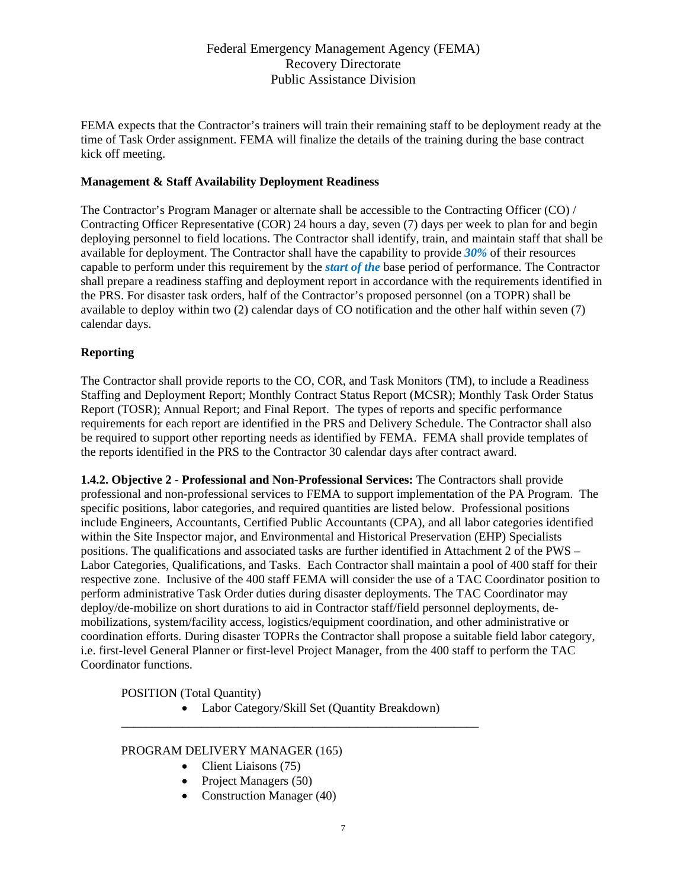FEMA expects that the Contractor's trainers will train their remaining staff to be deployment ready at the time of Task Order assignment. FEMA will finalize the details of the training during the base contract kick off meeting.

**Management & Staff Availability Deployment Readiness**

The Contractor's Program Manager or alternate shall be accessible to the Contracting Officer (CO) / Contracting Officer Representative (COR) 24 hours a day, seven (7) days per week to plan for and begin deploying personnel to field locations. The Contractor shall identify, train, and maintain staff that shall be available for deployment. The Contractor shall have the capability to provide ***30%*** of their resources capable to perform under this requirement by the ***start of the*** base period of performance. The Contractor shall prepare a readiness staffing and deployment report in accordance with the requirements identified in the PRS. For disaster task orders, half of the Contractor's proposed personnel (on a TOPR) shall be available to deploy within two (2) calendar days of CO notification and the other half within seven (7) calendar days.

**Reporting**

The Contractor shall provide reports to the CO, COR, and Task Monitors (TM), to include a Readiness Staffing and Deployment Report; Monthly Contract Status Report (MCSR); Monthly Task Order Status Report (TOSR); Annual Report; and Final Report. The types of reports and specific performance requirements for each report are identified in the PRS and Delivery Schedule. The Contractor shall also be required to support other reporting needs as identified by FEMA. FEMA shall provide templates of the reports identified in the PRS to the Contractor 30 calendar days after contract award.

**1.4.2. Objective 2 - Professional and Non-Professional Services:** The Contractors shall provide professional and non-professional services to FEMA to support implementation of the PA Program. The specific positions, labor categories, and required quantities are listed below. Professional positions include Engineers, Accountants, Certified Public Accountants (CPA), and all labor categories identified within the Site Inspector major, and Environmental and Historical Preservation (EHP) Specialists positions. The qualifications and associated tasks are further identified in Attachment 2 of the PWS – Labor Categories, Qualifications, and Tasks. Each Contractor shall maintain a pool of 400 staff for their respective zone. Inclusive of the 400 staff FEMA will consider the use of a TAC Coordinator position to perform administrative Task Order duties during disaster deployments. The TAC Coordinator may deploy/de-mobilize on short durations to aid in Contractor staff/field personnel deployments, de-mobilizations, system/facility access, logistics/equipment coordination, and other administrative or coordination efforts. During disaster TOPRs the Contractor shall propose a suitable field labor category, i.e. first-level General Planner or first-level Project Manager, from the 400 staff to perform the TAC Coordinator functions.

POSITION (Total Quantity)

- Labor Category/Skill Set (Quantity Breakdown)

---

PROGRAM DELIVERY MANAGER (165)

- Client Liaisons (75)
- Project Managers (50)
- Construction Manager (40)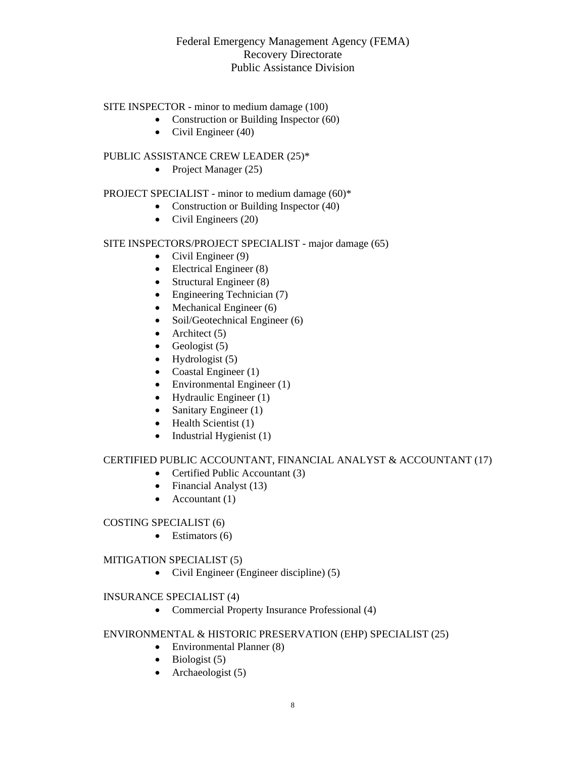Federal Emergency Management Agency (FEMA)
Recovery Directorate
Public Assistance Division

SITE INSPECTOR - minor to medium damage (100)

- Construction or Building Inspector (60)
- Civil Engineer (40)

PUBLIC ASSISTANCE CREW LEADER (25)*

- Project Manager (25)

PROJECT SPECIALIST - minor to medium damage (60)*

- Construction or Building Inspector (40)
- Civil Engineers (20)

SITE INSPECTORS/PROJECT SPECIALIST - major damage (65)

- Civil Engineer (9)
- Electrical Engineer (8)
- Structural Engineer (8)
- Engineering Technician (7)
- Mechanical Engineer (6)
- Soil/Geotechnical Engineer (6)
- Architect (5)
- Geologist (5)
- Hydrologist (5)
- Coastal Engineer (1)
- Environmental Engineer (1)
- Hydraulic Engineer (1)
- Sanitary Engineer (1)
- Health Scientist (1)
- Industrial Hygienist (1)

CERTIFIED PUBLIC ACCOUNTANT, FINANCIAL ANALYST & ACCOUNTANT (17)

- Certified Public Accountant (3)
- Financial Analyst (13)
- Accountant (1)

COSTING SPECIALIST (6)

- Estimators (6)

MITIGATION SPECIALIST (5)

- Civil Engineer (Engineer discipline) (5)

INSURANCE SPECIALIST (4)

- Commercial Property Insurance Professional (4)

ENVIRONMENTAL & HISTORIC PRESERVATION (EHP) SPECIALIST (25)

- Environmental Planner (8)
- Biologist (5)
- Archaeologist (5)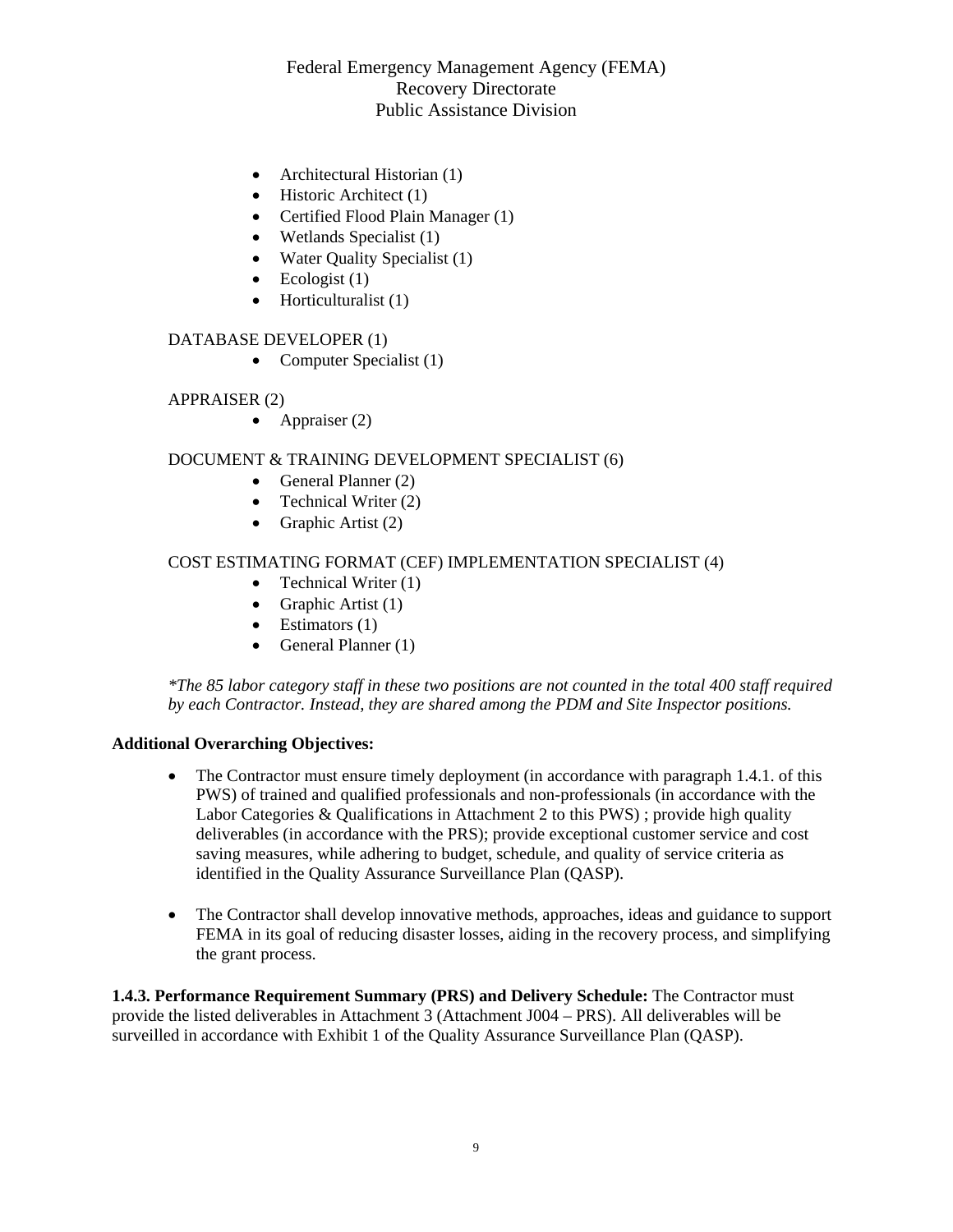- Architectural Historian (1)
- Historic Architect (1)
- Certified Flood Plain Manager (1)
- Wetlands Specialist (1)
- Water Quality Specialist (1)
- Ecologist (1)
- Horticulturalist (1)

DATABASE DEVELOPER (1)

- Computer Specialist (1)

APPRAISER (2)

- Appraiser (2)

DOCUMENT & TRAINING DEVELOPMENT SPECIALIST (6)

- General Planner (2)
- Technical Writer (2)
- Graphic Artist (2)

COST ESTIMATING FORMAT (CEF) IMPLEMENTATION SPECIALIST (4)

- Technical Writer (1)
- Graphic Artist (1)
- Estimators (1)
- General Planner (1)

*\*The 85 labor category staff in these two positions are not counted in the total 400 staff required by each Contractor. Instead, they are shared among the PDM and Site Inspector positions.*

**Additional Overarching Objectives:**

- The Contractor must ensure timely deployment (in accordance with paragraph 1.4.1. of this PWS) of trained and qualified professionals and non-professionals (in accordance with the Labor Categories & Qualifications in Attachment 2 to this PWS) ; provide high quality deliverables (in accordance with the PRS); provide exceptional customer service and cost saving measures, while adhering to budget, schedule, and quality of service criteria as identified in the Quality Assurance Surveillance Plan (QASP).

- The Contractor shall develop innovative methods, approaches, ideas and guidance to support FEMA in its goal of reducing disaster losses, aiding in the recovery process, and simplifying the grant process.

**1.4.3. Performance Requirement Summary (PRS) and Delivery Schedule:** The Contractor must provide the listed deliverables in Attachment 3 (Attachment J004 – PRS). All deliverables will be surveilled in accordance with Exhibit 1 of the Quality Assurance Surveillance Plan (QASP).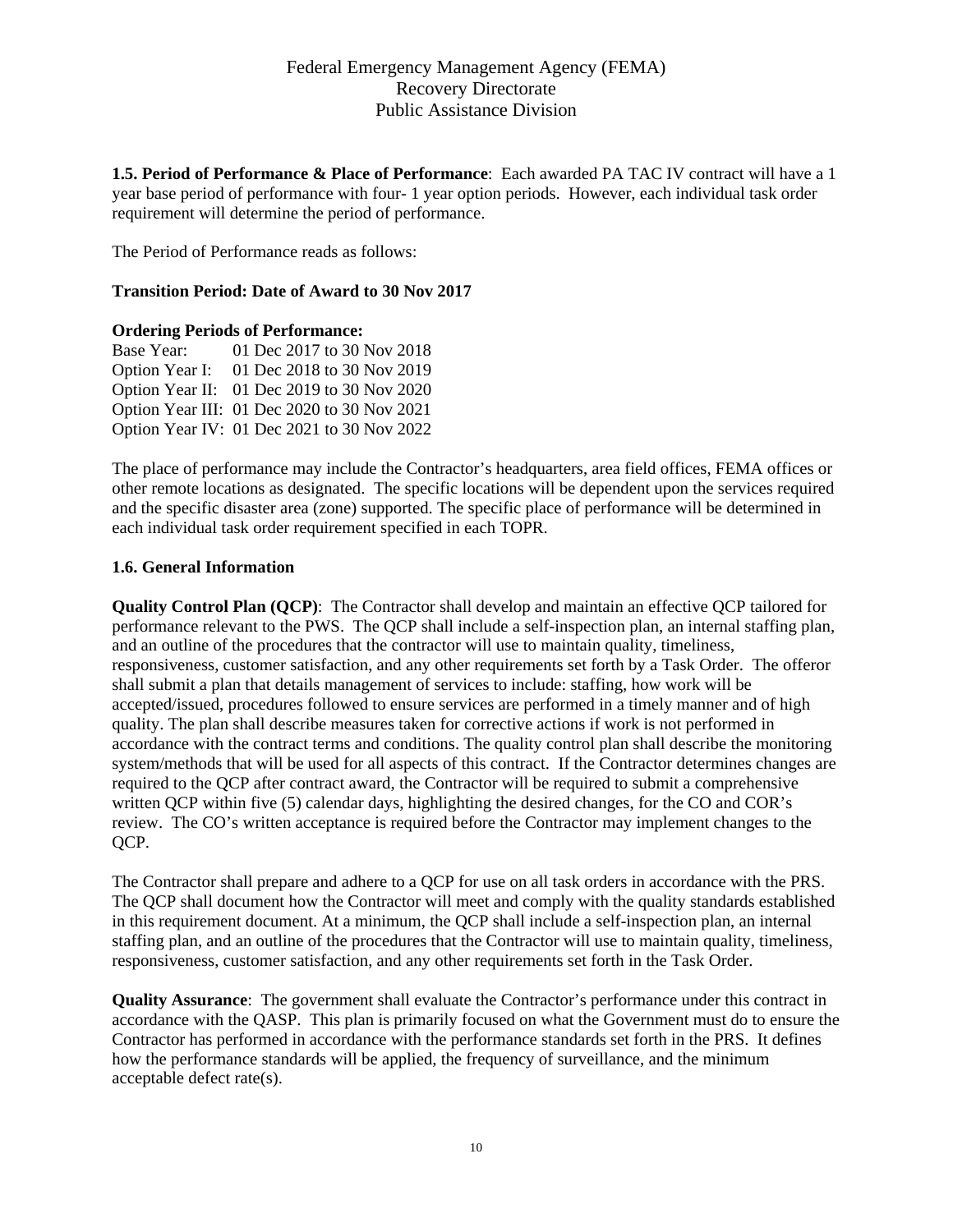**1.5. Period of Performance & Place of Performance**: Each awarded PA TAC IV contract will have a 1 year base period of performance with four- 1 year option periods. However, each individual task order requirement will determine the period of performance.

The Period of Performance reads as follows:

**Transition Period: Date of Award to 30 Nov 2017**

**Ordering Periods of Performance:**

Base Year: 01 Dec 2017 to 30 Nov 2018
Option Year I: 01 Dec 2018 to 30 Nov 2019
Option Year II: 01 Dec 2019 to 30 Nov 2020
Option Year III: 01 Dec 2020 to 30 Nov 2021
Option Year IV: 01 Dec 2021 to 30 Nov 2022

The place of performance may include the Contractor's headquarters, area field offices, FEMA offices or other remote locations as designated. The specific locations will be dependent upon the services required and the specific disaster area (zone) supported. The specific place of performance will be determined in each individual task order requirement specified in each TOPR.

**1.6. General Information**

**Quality Control Plan (QCP)**: The Contractor shall develop and maintain an effective QCP tailored for performance relevant to the PWS. The QCP shall include a self-inspection plan, an internal staffing plan, and an outline of the procedures that the contractor will use to maintain quality, timeliness, responsiveness, customer satisfaction, and any other requirements set forth by a Task Order. The offeror shall submit a plan that details management of services to include: staffing, how work will be accepted/issued, procedures followed to ensure services are performed in a timely manner and of high quality. The plan shall describe measures taken for corrective actions if work is not performed in accordance with the contract terms and conditions. The quality control plan shall describe the monitoring system/methods that will be used for all aspects of this contract. If the Contractor determines changes are required to the QCP after contract award, the Contractor will be required to submit a comprehensive written QCP within five (5) calendar days, highlighting the desired changes, for the CO and COR's review. The CO's written acceptance is required before the Contractor may implement changes to the QCP.

The Contractor shall prepare and adhere to a QCP for use on all task orders in accordance with the PRS. The QCP shall document how the Contractor will meet and comply with the quality standards established in this requirement document. At a minimum, the QCP shall include a self-inspection plan, an internal staffing plan, and an outline of the procedures that the Contractor will use to maintain quality, timeliness, responsiveness, customer satisfaction, and any other requirements set forth in the Task Order.

**Quality Assurance**: The government shall evaluate the Contractor's performance under this contract in accordance with the QASP. This plan is primarily focused on what the Government must do to ensure the Contractor has performed in accordance with the performance standards set forth in the PRS. It defines how the performance standards will be applied, the frequency of surveillance, and the minimum acceptable defect rate(s).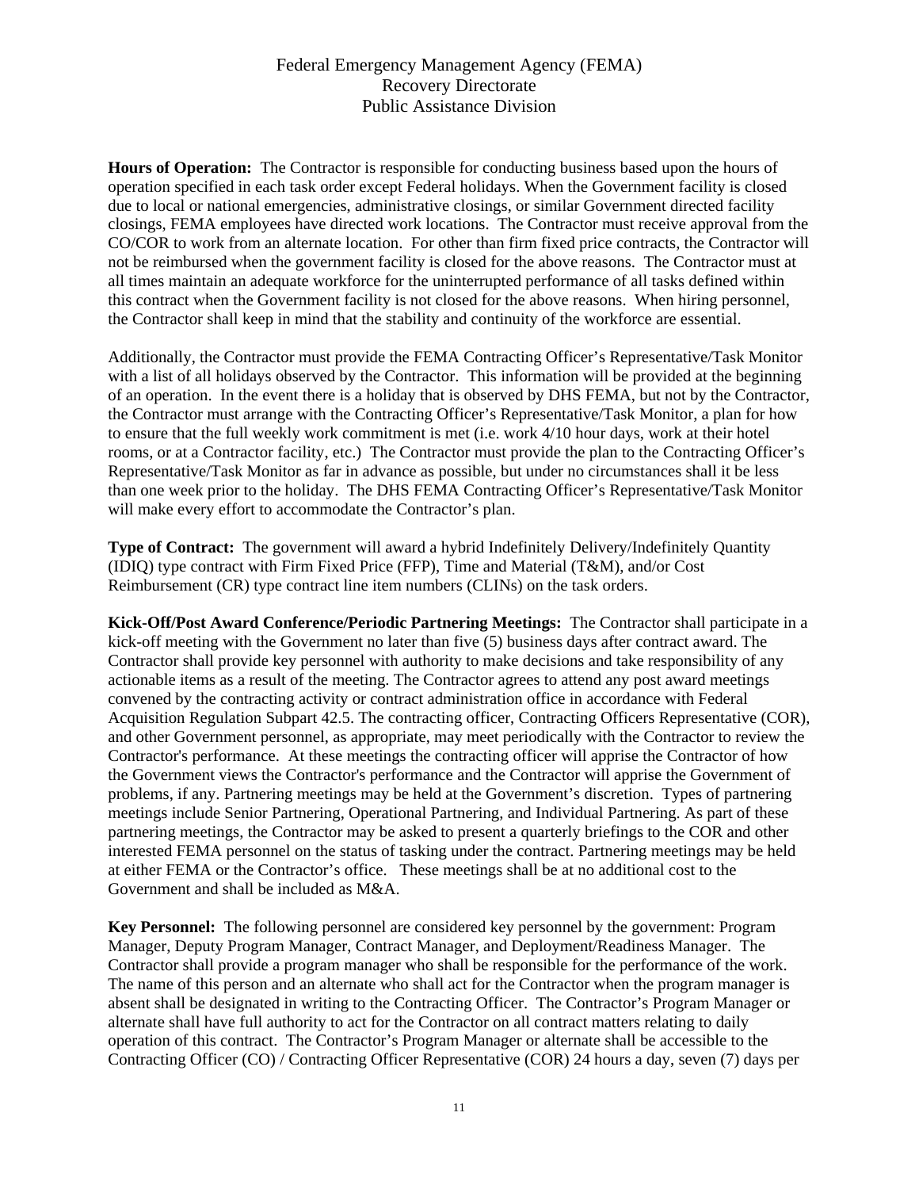**Hours of Operation:** The Contractor is responsible for conducting business based upon the hours of operation specified in each task order except Federal holidays. When the Government facility is closed due to local or national emergencies, administrative closings, or similar Government directed facility closings, FEMA employees have directed work locations. The Contractor must receive approval from the CO/COR to work from an alternate location. For other than firm fixed price contracts, the Contractor will not be reimbursed when the government facility is closed for the above reasons. The Contractor must at all times maintain an adequate workforce for the uninterrupted performance of all tasks defined within this contract when the Government facility is not closed for the above reasons. When hiring personnel, the Contractor shall keep in mind that the stability and continuity of the workforce are essential.

Additionally, the Contractor must provide the FEMA Contracting Officer's Representative/Task Monitor with a list of all holidays observed by the Contractor. This information will be provided at the beginning of an operation. In the event there is a holiday that is observed by DHS FEMA, but not by the Contractor, the Contractor must arrange with the Contracting Officer's Representative/Task Monitor, a plan for how to ensure that the full weekly work commitment is met (i.e. work 4/10 hour days, work at their hotel rooms, or at a Contractor facility, etc.) The Contractor must provide the plan to the Contracting Officer's Representative/Task Monitor as far in advance as possible, but under no circumstances shall it be less than one week prior to the holiday. The DHS FEMA Contracting Officer's Representative/Task Monitor will make every effort to accommodate the Contractor's plan.

**Type of Contract:** The government will award a hybrid Indefinitely Delivery/Indefinitely Quantity (IDIQ) type contract with Firm Fixed Price (FFP), Time and Material (T&M), and/or Cost Reimbursement (CR) type contract line item numbers (CLINs) on the task orders.

**Kick-Off/Post Award Conference/Periodic Partnering Meetings:** The Contractor shall participate in a kick-off meeting with the Government no later than five (5) business days after contract award. The Contractor shall provide key personnel with authority to make decisions and take responsibility of any actionable items as a result of the meeting. The Contractor agrees to attend any post award meetings convened by the contracting activity or contract administration office in accordance with Federal Acquisition Regulation Subpart 42.5. The contracting officer, Contracting Officers Representative (COR), and other Government personnel, as appropriate, may meet periodically with the Contractor to review the Contractor's performance. At these meetings the contracting officer will apprise the Contractor of how the Government views the Contractor's performance and the Contractor will apprise the Government of problems, if any. Partnering meetings may be held at the Government's discretion. Types of partnering meetings include Senior Partnering, Operational Partnering, and Individual Partnering. As part of these partnering meetings, the Contractor may be asked to present a quarterly briefings to the COR and other interested FEMA personnel on the status of tasking under the contract. Partnering meetings may be held at either FEMA or the Contractor's office. These meetings shall be at no additional cost to the Government and shall be included as M&A.

**Key Personnel:** The following personnel are considered key personnel by the government: Program Manager, Deputy Program Manager, Contract Manager, and Deployment/Readiness Manager. The Contractor shall provide a program manager who shall be responsible for the performance of the work. The name of this person and an alternate who shall act for the Contractor when the program manager is absent shall be designated in writing to the Contracting Officer. The Contractor's Program Manager or alternate shall have full authority to act for the Contractor on all contract matters relating to daily operation of this contract. The Contractor's Program Manager or alternate shall be accessible to the Contracting Officer (CO) / Contracting Officer Representative (COR) 24 hours a day, seven (7) days per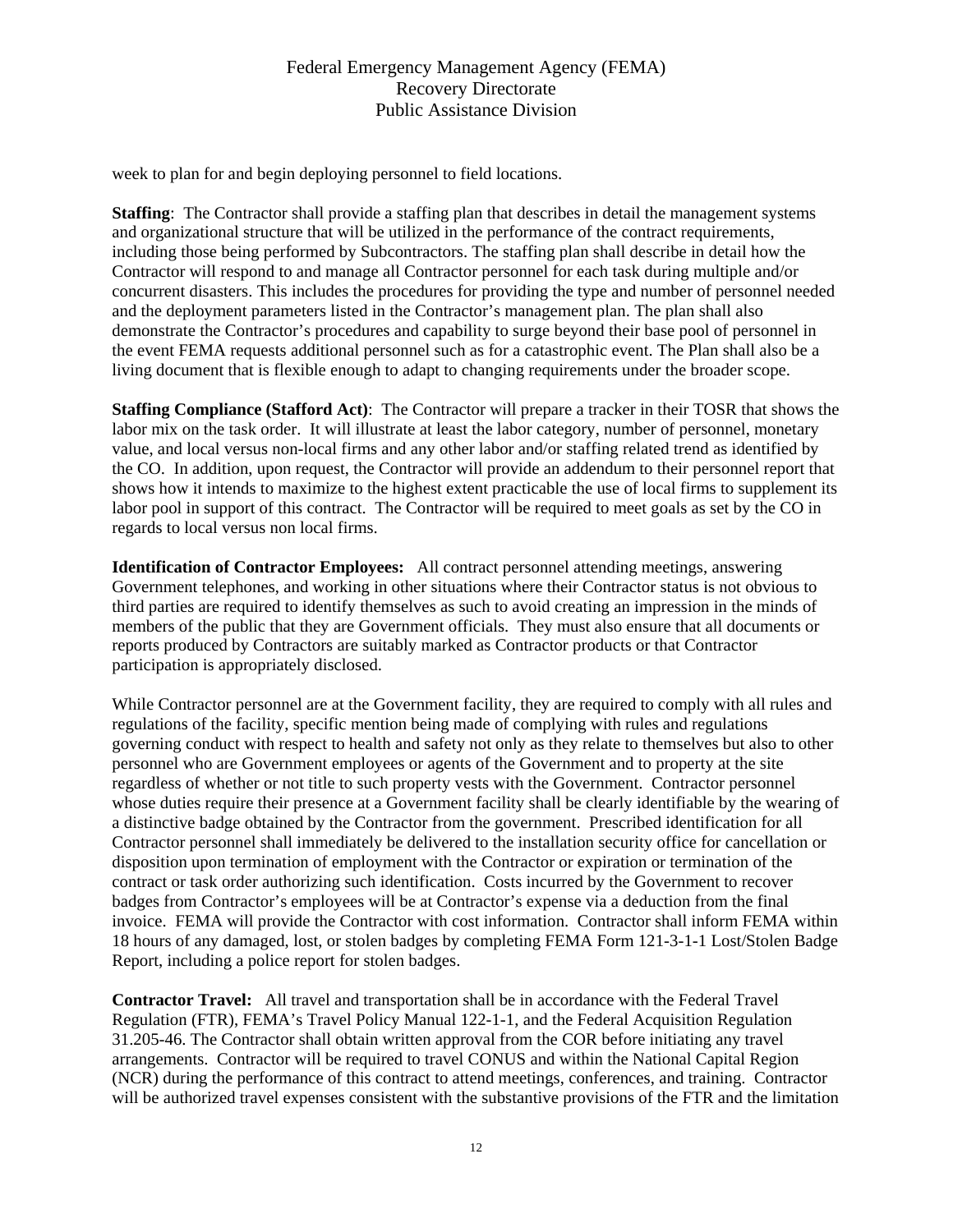week to plan for and begin deploying personnel to field locations.

**Staffing**: The Contractor shall provide a staffing plan that describes in detail the management systems and organizational structure that will be utilized in the performance of the contract requirements, including those being performed by Subcontractors. The staffing plan shall describe in detail how the Contractor will respond to and manage all Contractor personnel for each task during multiple and/or concurrent disasters. This includes the procedures for providing the type and number of personnel needed and the deployment parameters listed in the Contractor's management plan. The plan shall also demonstrate the Contractor's procedures and capability to surge beyond their base pool of personnel in the event FEMA requests additional personnel such as for a catastrophic event. The Plan shall also be a living document that is flexible enough to adapt to changing requirements under the broader scope.

**Staffing Compliance (Stafford Act)**: The Contractor will prepare a tracker in their TOSR that shows the labor mix on the task order. It will illustrate at least the labor category, number of personnel, monetary value, and local versus non-local firms and any other labor and/or staffing related trend as identified by the CO. In addition, upon request, the Contractor will provide an addendum to their personnel report that shows how it intends to maximize to the highest extent practicable the use of local firms to supplement its labor pool in support of this contract. The Contractor will be required to meet goals as set by the CO in regards to local versus non local firms.

**Identification of Contractor Employees:** All contract personnel attending meetings, answering Government telephones, and working in other situations where their Contractor status is not obvious to third parties are required to identify themselves as such to avoid creating an impression in the minds of members of the public that they are Government officials. They must also ensure that all documents or reports produced by Contractors are suitably marked as Contractor products or that Contractor participation is appropriately disclosed.

While Contractor personnel are at the Government facility, they are required to comply with all rules and regulations of the facility, specific mention being made of complying with rules and regulations governing conduct with respect to health and safety not only as they relate to themselves but also to other personnel who are Government employees or agents of the Government and to property at the site regardless of whether or not title to such property vests with the Government. Contractor personnel whose duties require their presence at a Government facility shall be clearly identifiable by the wearing of a distinctive badge obtained by the Contractor from the government. Prescribed identification for all Contractor personnel shall immediately be delivered to the installation security office for cancellation or disposition upon termination of employment with the Contractor or expiration or termination of the contract or task order authorizing such identification. Costs incurred by the Government to recover badges from Contractor's employees will be at Contractor's expense via a deduction from the final invoice. FEMA will provide the Contractor with cost information. Contractor shall inform FEMA within 18 hours of any damaged, lost, or stolen badges by completing FEMA Form 121-3-1-1 Lost/Stolen Badge Report, including a police report for stolen badges.

**Contractor Travel:** All travel and transportation shall be in accordance with the Federal Travel Regulation (FTR), FEMA's Travel Policy Manual 122-1-1, and the Federal Acquisition Regulation 31.205-46. The Contractor shall obtain written approval from the COR before initiating any travel arrangements. Contractor will be required to travel CONUS and within the National Capital Region (NCR) during the performance of this contract to attend meetings, conferences, and training. Contractor will be authorized travel expenses consistent with the substantive provisions of the FTR and the limitation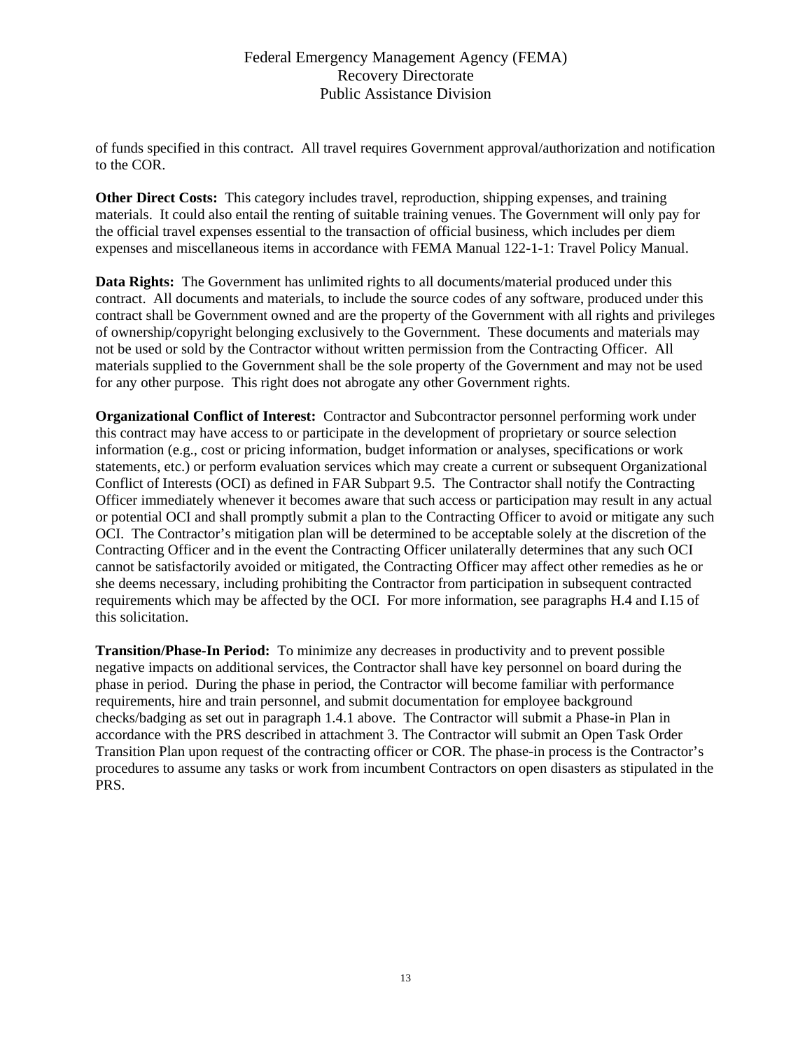of funds specified in this contract. All travel requires Government approval/authorization and notification to the COR.

**Other Direct Costs:** This category includes travel, reproduction, shipping expenses, and training materials. It could also entail the renting of suitable training venues. The Government will only pay for the official travel expenses essential to the transaction of official business, which includes per diem expenses and miscellaneous items in accordance with FEMA Manual 122-1-1: Travel Policy Manual.

**Data Rights:** The Government has unlimited rights to all documents/material produced under this contract. All documents and materials, to include the source codes of any software, produced under this contract shall be Government owned and are the property of the Government with all rights and privileges of ownership/copyright belonging exclusively to the Government. These documents and materials may not be used or sold by the Contractor without written permission from the Contracting Officer. All materials supplied to the Government shall be the sole property of the Government and may not be used for any other purpose. This right does not abrogate any other Government rights.

**Organizational Conflict of Interest:** Contractor and Subcontractor personnel performing work under this contract may have access to or participate in the development of proprietary or source selection information (e.g., cost or pricing information, budget information or analyses, specifications or work statements, etc.) or perform evaluation services which may create a current or subsequent Organizational Conflict of Interests (OCI) as defined in FAR Subpart 9.5. The Contractor shall notify the Contracting Officer immediately whenever it becomes aware that such access or participation may result in any actual or potential OCI and shall promptly submit a plan to the Contracting Officer to avoid or mitigate any such OCI. The Contractor's mitigation plan will be determined to be acceptable solely at the discretion of the Contracting Officer and in the event the Contracting Officer unilaterally determines that any such OCI cannot be satisfactorily avoided or mitigated, the Contracting Officer may affect other remedies as he or she deems necessary, including prohibiting the Contractor from participation in subsequent contracted requirements which may be affected by the OCI. For more information, see paragraphs H.4 and I.15 of this solicitation.

**Transition/Phase-In Period:** To minimize any decreases in productivity and to prevent possible negative impacts on additional services, the Contractor shall have key personnel on board during the phase in period. During the phase in period, the Contractor will become familiar with performance requirements, hire and train personnel, and submit documentation for employee background checks/badging as set out in paragraph 1.4.1 above. The Contractor will submit a Phase-in Plan in accordance with the PRS described in attachment 3. The Contractor will submit an Open Task Order Transition Plan upon request of the contracting officer or COR. The phase-in process is the Contractor's procedures to assume any tasks or work from incumbent Contractors on open disasters as stipulated in the PRS.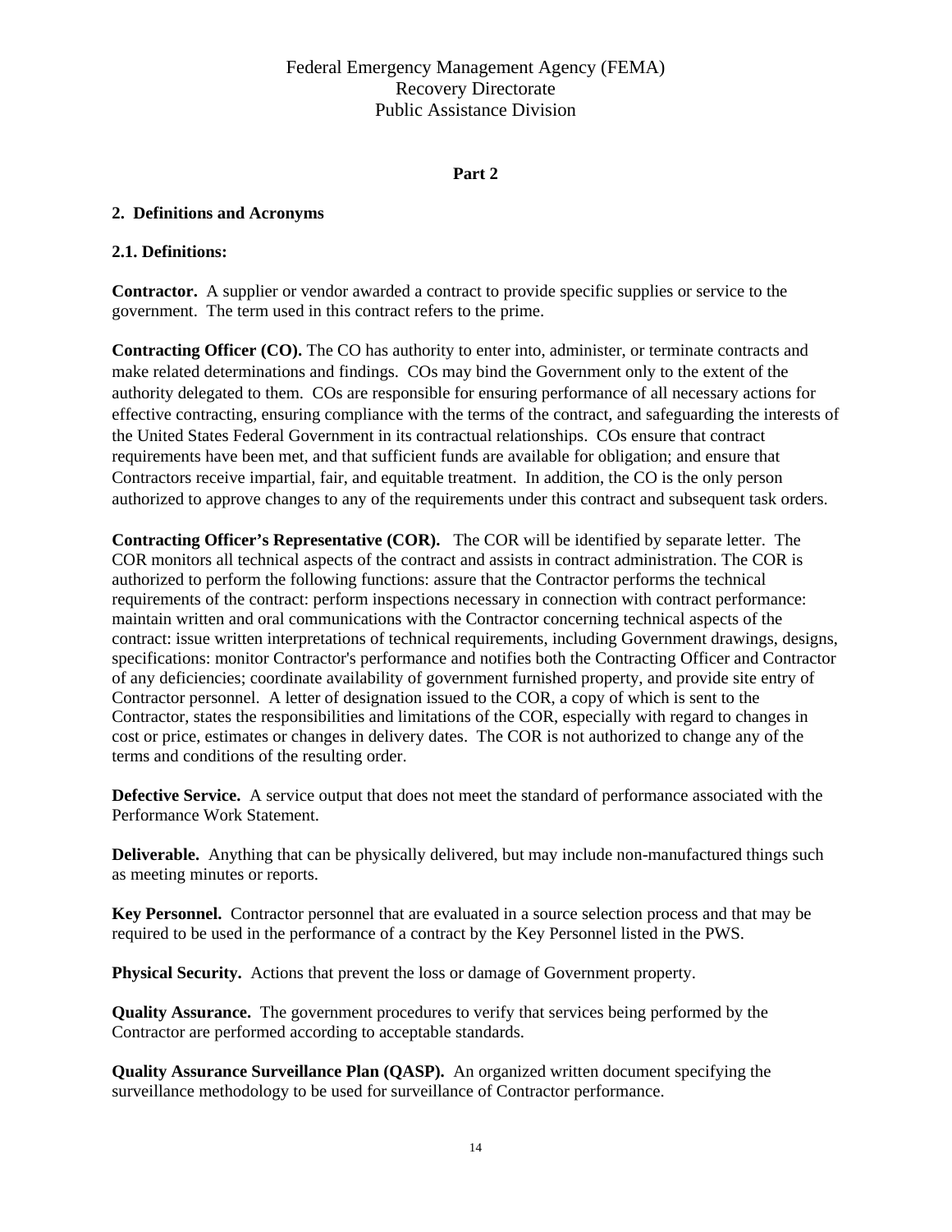Federal Emergency Management Agency (FEMA)
Recovery Directorate
Public Assistance Division

**Part 2**

## 2. Definitions and Acronyms

### 2.1. Definitions:

**Contractor.** A supplier or vendor awarded a contract to provide specific supplies or service to the government. The term used in this contract refers to the prime.

**Contracting Officer (CO).** The CO has authority to enter into, administer, or terminate contracts and make related determinations and findings. COs may bind the Government only to the extent of the authority delegated to them. COs are responsible for ensuring performance of all necessary actions for effective contracting, ensuring compliance with the terms of the contract, and safeguarding the interests of the United States Federal Government in its contractual relationships. COs ensure that contract requirements have been met, and that sufficient funds are available for obligation; and ensure that Contractors receive impartial, fair, and equitable treatment. In addition, the CO is the only person authorized to approve changes to any of the requirements under this contract and subsequent task orders.

**Contracting Officer's Representative (COR).** The COR will be identified by separate letter. The COR monitors all technical aspects of the contract and assists in contract administration. The COR is authorized to perform the following functions: assure that the Contractor performs the technical requirements of the contract: perform inspections necessary in connection with contract performance: maintain written and oral communications with the Contractor concerning technical aspects of the contract: issue written interpretations of technical requirements, including Government drawings, designs, specifications: monitor Contractor's performance and notifies both the Contracting Officer and Contractor of any deficiencies; coordinate availability of government furnished property, and provide site entry of Contractor personnel. A letter of designation issued to the COR, a copy of which is sent to the Contractor, states the responsibilities and limitations of the COR, especially with regard to changes in cost or price, estimates or changes in delivery dates. The COR is not authorized to change any of the terms and conditions of the resulting order.

**Defective Service.** A service output that does not meet the standard of performance associated with the Performance Work Statement.

**Deliverable.** Anything that can be physically delivered, but may include non-manufactured things such as meeting minutes or reports.

**Key Personnel.** Contractor personnel that are evaluated in a source selection process and that may be required to be used in the performance of a contract by the Key Personnel listed in the PWS.

**Physical Security.** Actions that prevent the loss or damage of Government property.

**Quality Assurance.** The government procedures to verify that services being performed by the Contractor are performed according to acceptable standards.

**Quality Assurance Surveillance Plan (QASP).** An organized written document specifying the surveillance methodology to be used for surveillance of Contractor performance.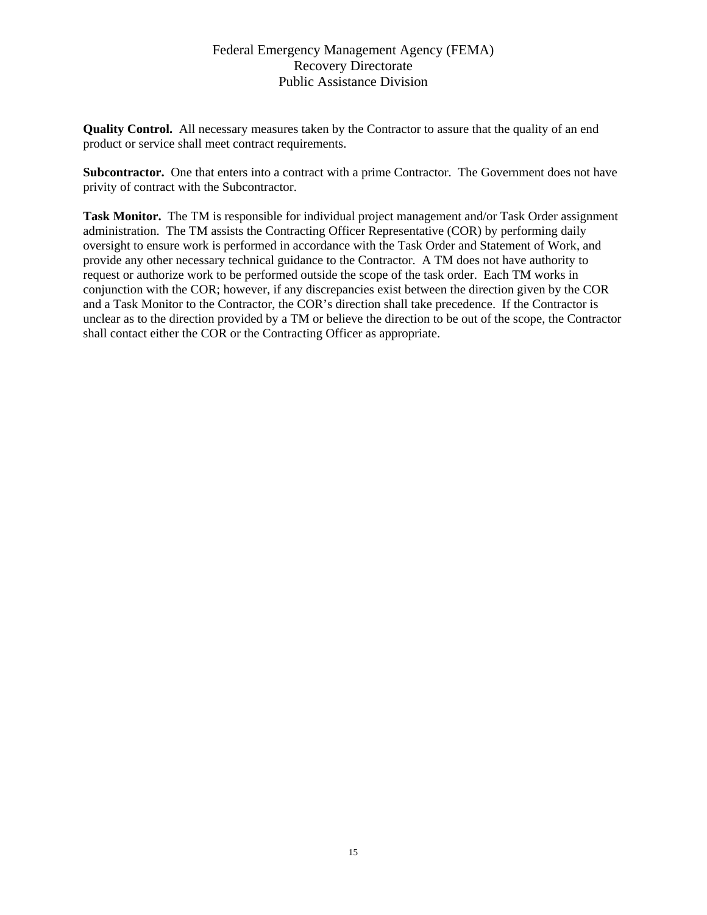**Quality Control.** All necessary measures taken by the Contractor to assure that the quality of an end product or service shall meet contract requirements.

**Subcontractor.** One that enters into a contract with a prime Contractor. The Government does not have privity of contract with the Subcontractor.

**Task Monitor.** The TM is responsible for individual project management and/or Task Order assignment administration. The TM assists the Contracting Officer Representative (COR) by performing daily oversight to ensure work is performed in accordance with the Task Order and Statement of Work, and provide any other necessary technical guidance to the Contractor. A TM does not have authority to request or authorize work to be performed outside the scope of the task order. Each TM works in conjunction with the COR; however, if any discrepancies exist between the direction given by the COR and a Task Monitor to the Contractor, the COR's direction shall take precedence. If the Contractor is unclear as to the direction provided by a TM or believe the direction to be out of the scope, the Contractor shall contact either the COR or the Contracting Officer as appropriate.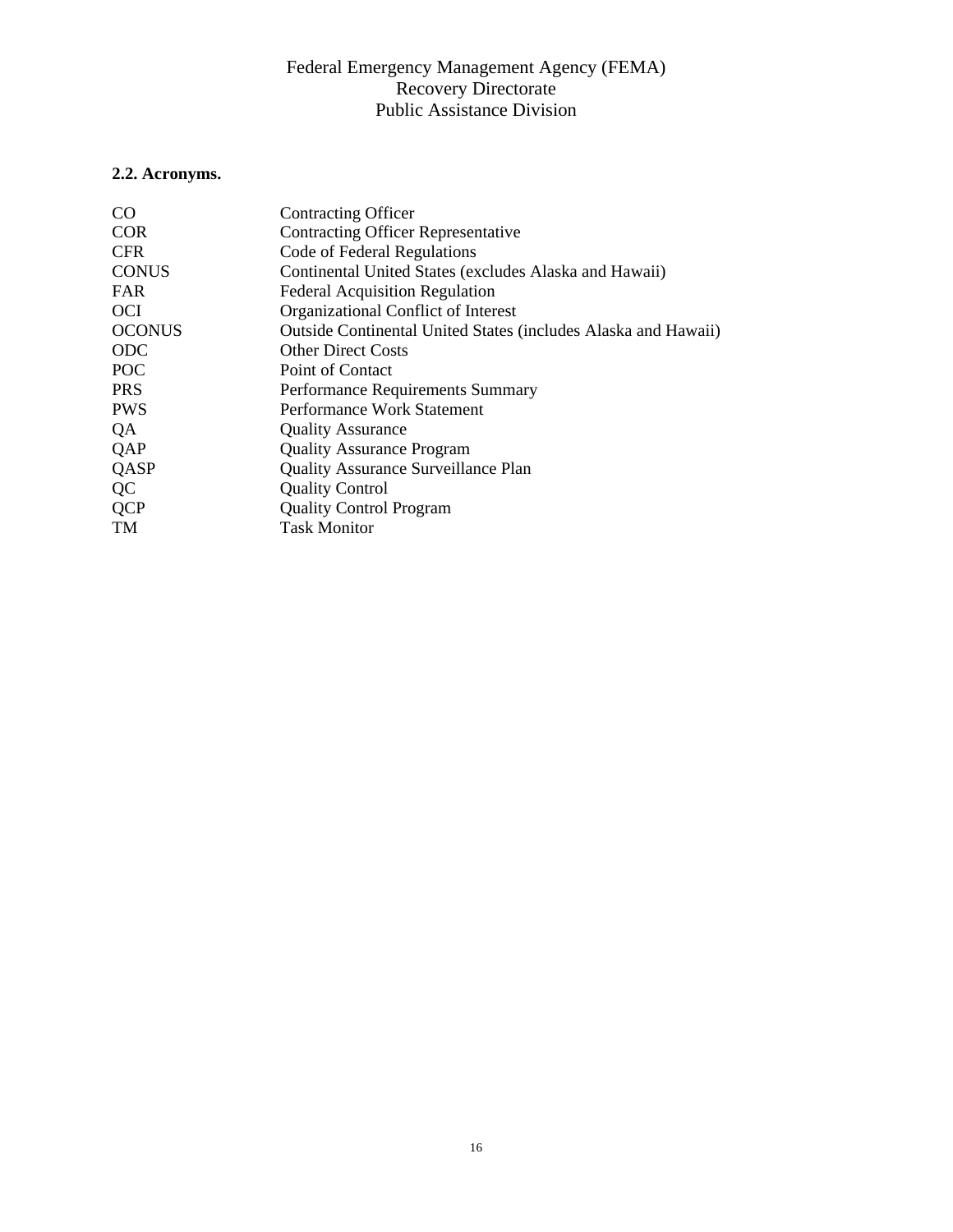## 2.2. Acronyms.

| | |
|---|---|
| CO | Contracting Officer |
| COR | Contracting Officer Representative |
| CFR | Code of Federal Regulations |
| CONUS | Continental United States (excludes Alaska and Hawaii) |
| FAR | Federal Acquisition Regulation |
| OCI | Organizational Conflict of Interest |
| OCONUS | Outside Continental United States (includes Alaska and Hawaii) |
| ODC | Other Direct Costs |
| POC | Point of Contact |
| PRS | Performance Requirements Summary |
| PWS | Performance Work Statement |
| QA | Quality Assurance |
| QAP | Quality Assurance Program |
| QASP | Quality Assurance Surveillance Plan |
| QC | Quality Control |
| QCP | Quality Control Program |
| TM | Task Monitor |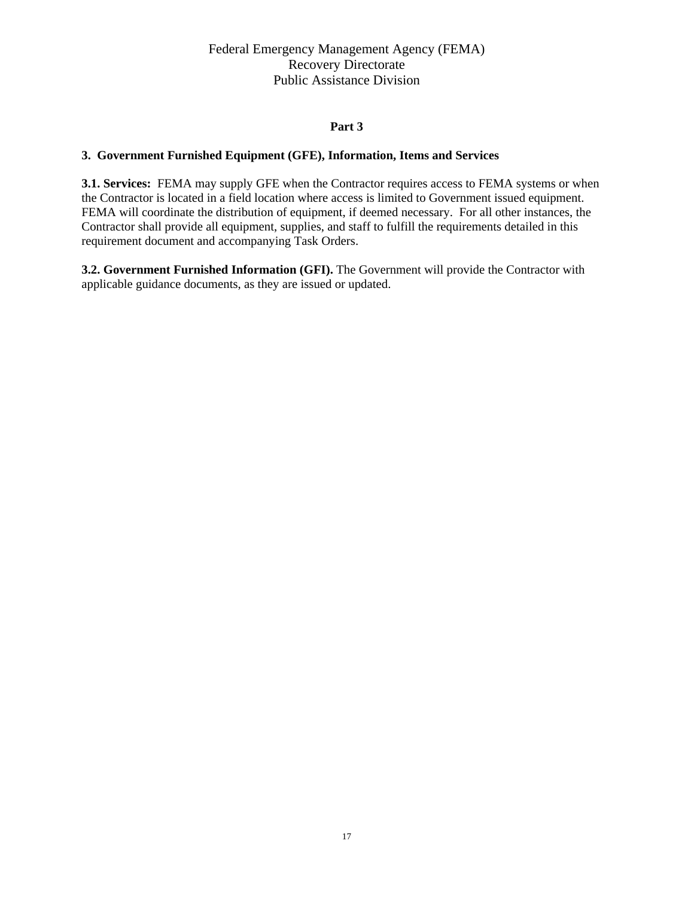Federal Emergency Management Agency (FEMA)
Recovery Directorate
Public Assistance Division

## Part 3

### 3. Government Furnished Equipment (GFE), Information, Items and Services

**3.1. Services:** FEMA may supply GFE when the Contractor requires access to FEMA systems or when the Contractor is located in a field location where access is limited to Government issued equipment. FEMA will coordinate the distribution of equipment, if deemed necessary. For all other instances, the Contractor shall provide all equipment, supplies, and staff to fulfill the requirements detailed in this requirement document and accompanying Task Orders.

**3.2. Government Furnished Information (GFI).** The Government will provide the Contractor with applicable guidance documents, as they are issued or updated.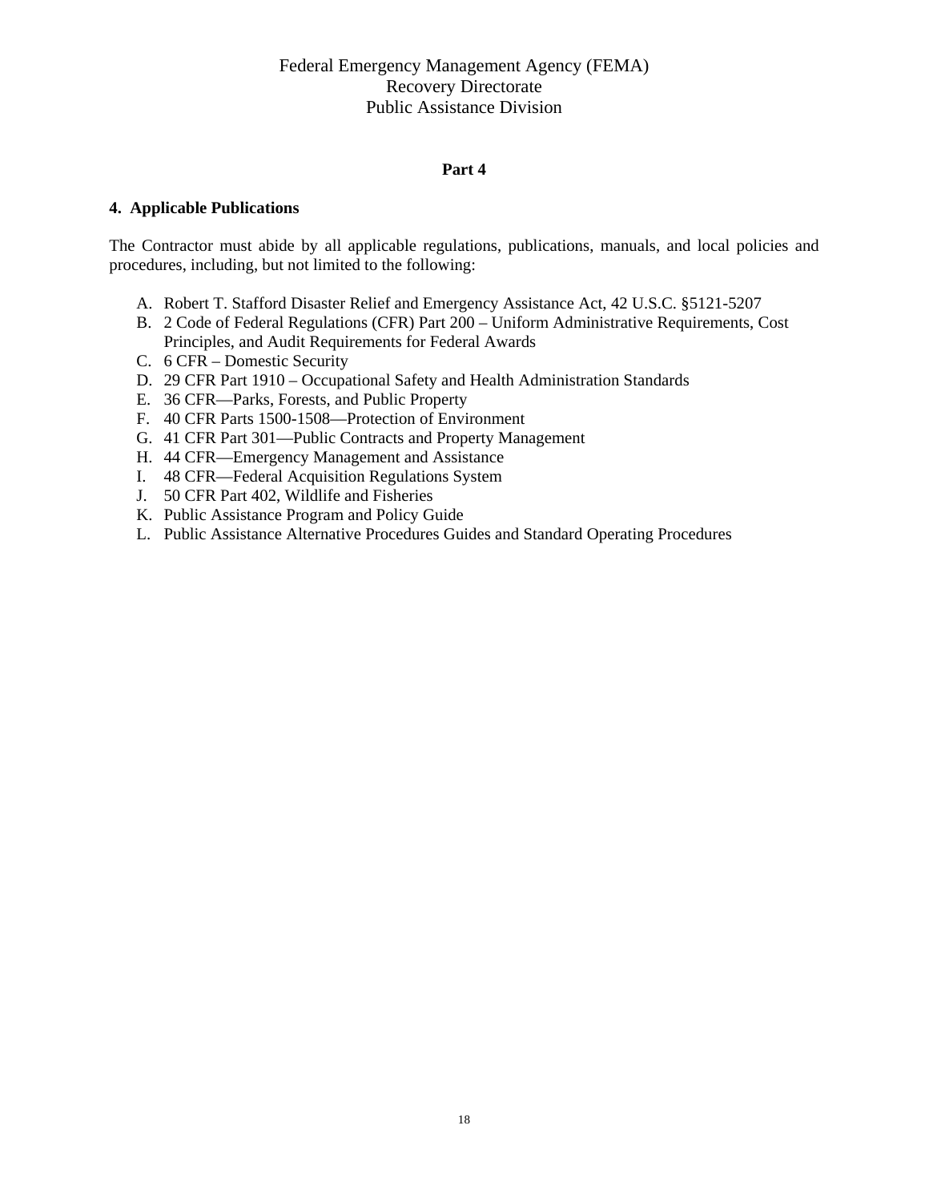# Federal Emergency Management Agency (FEMA)
Recovery Directorate
Public Assistance Division

## Part 4

### 4. Applicable Publications

The Contractor must abide by all applicable regulations, publications, manuals, and local policies and procedures, including, but not limited to the following:

A. Robert T. Stafford Disaster Relief and Emergency Assistance Act, 42 U.S.C. §5121-5207
B. 2 Code of Federal Regulations (CFR) Part 200 – Uniform Administrative Requirements, Cost Principles, and Audit Requirements for Federal Awards
C. 6 CFR – Domestic Security
D. 29 CFR Part 1910 – Occupational Safety and Health Administration Standards
E. 36 CFR—Parks, Forests, and Public Property
F. 40 CFR Parts 1500-1508—Protection of Environment
G. 41 CFR Part 301—Public Contracts and Property Management
H. 44 CFR—Emergency Management and Assistance
I. 48 CFR—Federal Acquisition Regulations System
J. 50 CFR Part 402, Wildlife and Fisheries
K. Public Assistance Program and Policy Guide
L. Public Assistance Alternative Procedures Guides and Standard Operating Procedures